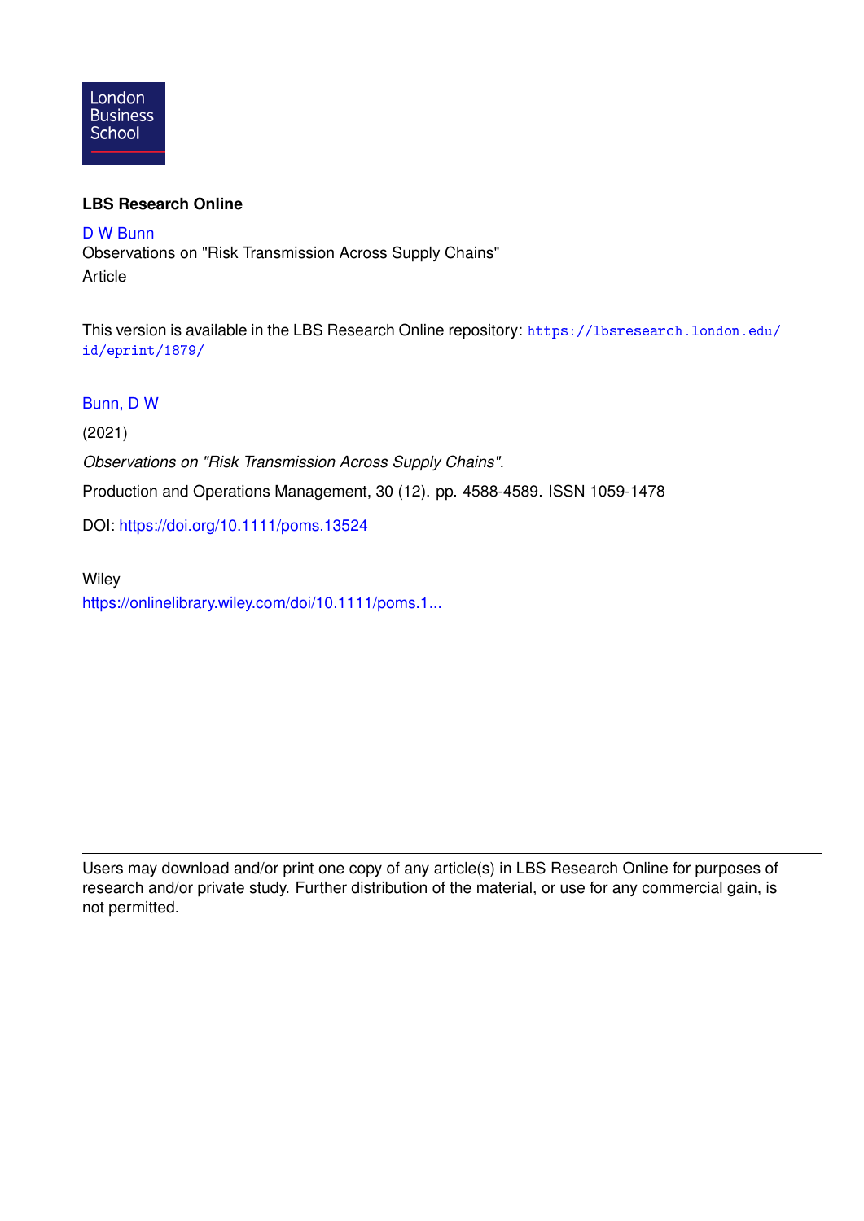London Business School

**LBS Research Online**

D W Bunn
Observations on "Risk Transmission Across Supply Chains"
Article

This version is available in the LBS Research Online repository: https://lbsresearch.london.edu/id/eprint/1879/

Bunn, D W

(2021)

*Observations on "Risk Transmission Across Supply Chains".*

Production and Operations Management, 30 (12). pp. 4588-4589. ISSN 1059-1478

DOI: https://doi.org/10.1111/poms.13524

Wiley
https://onlinelibrary.wiley.com/doi/10.1111/poms.1...

---

Users may download and/or print one copy of any article(s) in LBS Research Online for purposes of research and/or private study. Further distribution of the material, or use for any commercial gain, is not permitted.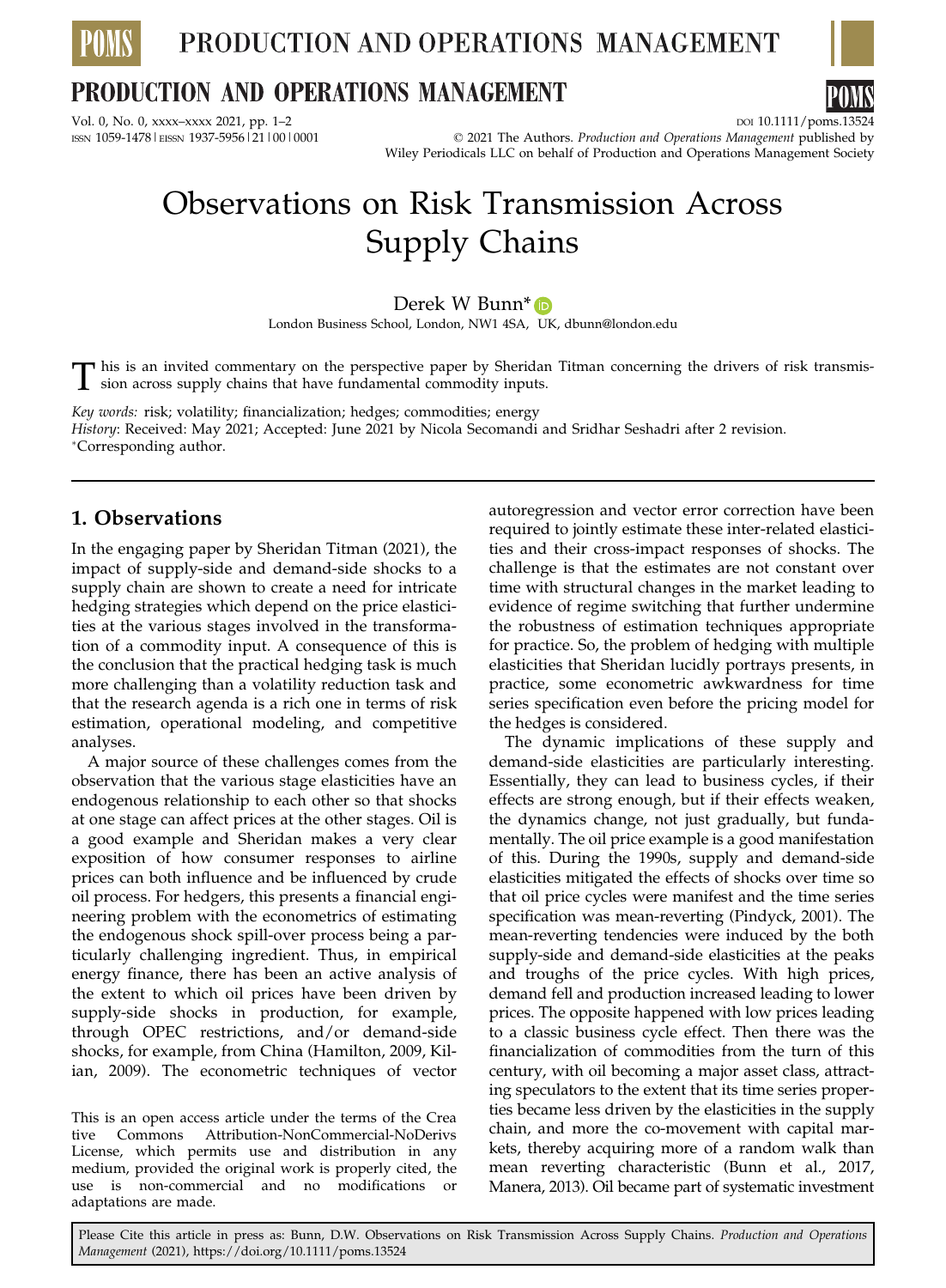# Observations on Risk Transmission Across Supply Chains

Derek W Bunn*

London Business School, London, NW1 4SA, UK, dbunn@london.edu

This is an invited commentary on the perspective paper by Sheridan Titman concerning the drivers of risk transmission across supply chains that have fundamental commodity inputs.

*Key words:* risk; volatility; financialization; hedges; commodities; energy

*History*: Received: May 2021; Accepted: June 2021 by Nicola Secomandi and Sridhar Seshadri after 2 revision.

*Corresponding author.

## 1. Observations

In the engaging paper by Sheridan Titman (2021), the impact of supply-side and demand-side shocks to a supply chain are shown to create a need for intricate hedging strategies which depend on the price elasticities at the various stages involved in the transformation of a commodity input. A consequence of this is the conclusion that the practical hedging task is much more challenging than a volatility reduction task and that the research agenda is a rich one in terms of risk estimation, operational modeling, and competitive analyses.

A major source of these challenges comes from the observation that the various stage elasticities have an endogenous relationship to each other so that shocks at one stage can affect prices at the other stages. Oil is a good example and Sheridan makes a very clear exposition of how consumer responses to airline prices can both influence and be influenced by crude oil process. For hedgers, this presents a financial engineering problem with the econometrics of estimating the endogenous shock spill-over process being a particularly challenging ingredient. Thus, in empirical energy finance, there has been an active analysis of the extent to which oil prices have been driven by supply-side shocks in production, for example, through OPEC restrictions, and/or demand-side shocks, for example, from China (Hamilton, 2009, Kilian, 2009). The econometric techniques of vector autoregression and vector error correction have been required to jointly estimate these inter-related elasticities and their cross-impact responses of shocks. The challenge is that the estimates are not constant over time with structural changes in the market leading to evidence of regime switching that further undermine the robustness of estimation techniques appropriate for practice. So, the problem of hedging with multiple elasticities that Sheridan lucidly portrays presents, in practice, some econometric awkwardness for time series specification even before the pricing model for the hedges is considered.

The dynamic implications of these supply and demand-side elasticities are particularly interesting. Essentially, they can lead to business cycles, if their effects are strong enough, but if their effects weaken, the dynamics change, not just gradually, but fundamentally. The oil price example is a good manifestation of this. During the 1990s, supply and demand-side elasticities mitigated the effects of shocks over time so that oil price cycles were manifest and the time series specification was mean-reverting (Pindyck, 2001). The mean-reverting tendencies were induced by the both supply-side and demand-side elasticities at the peaks and troughs of the price cycles. With high prices, demand fell and production increased leading to lower prices. The opposite happened with low prices leading to a classic business cycle effect. Then there was the financialization of commodities from the turn of this century, with oil becoming a major asset class, attracting speculators to the extent that its time series properties became less driven by the elasticities in the supply chain, and more the co-movement with capital markets, thereby acquiring more of a random walk than mean reverting characteristic (Bunn et al., 2017, Manera, 2013). Oil became part of systematic investment

This is an open access article under the terms of the Creative Commons Attribution-NonCommercial-NoDerivs License, which permits use and distribution in any medium, provided the original work is properly cited, the use is non-commercial and no modifications or adaptations are made.

Please Cite this article in press as: Bunn, D.W. Observations on Risk Transmission Across Supply Chains. *Production and Operations Management* (2021), https://doi.org/10.1111/poms.13524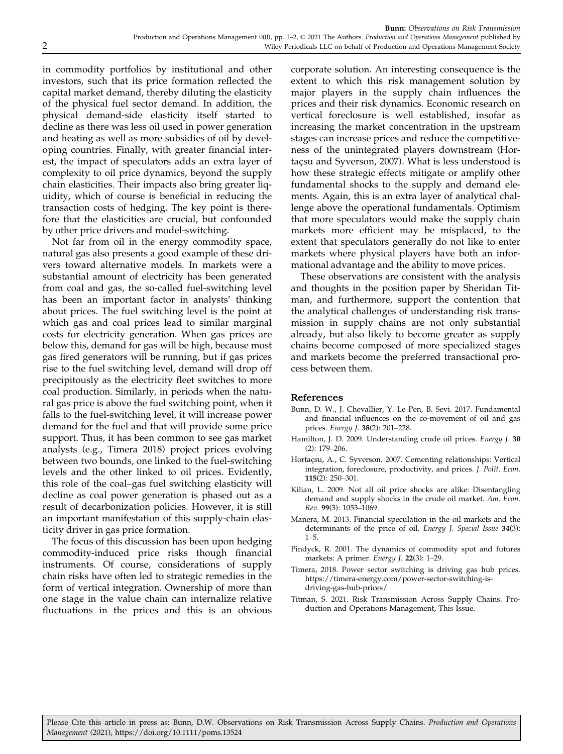in commodity portfolios by institutional and other investors, such that its price formation reflected the capital market demand, thereby diluting the elasticity of the physical fuel sector demand. In addition, the physical demand-side elasticity itself started to decline as there was less oil used in power generation and heating as well as more subsidies of oil by developing countries. Finally, with greater financial interest, the impact of speculators adds an extra layer of complexity to oil price dynamics, beyond the supply chain elasticities. Their impacts also bring greater liquidity, which of course is beneficial in reducing the transaction costs of hedging. The key point is therefore that the elasticities are crucial, but confounded by other price drivers and model-switching.

Not far from oil in the energy commodity space, natural gas also presents a good example of these drivers toward alternative models. In markets were a substantial amount of electricity has been generated from coal and gas, the so-called fuel-switching level has been an important factor in analysts' thinking about prices. The fuel switching level is the point at which gas and coal prices lead to similar marginal costs for electricity generation. When gas prices are below this, demand for gas will be high, because most gas fired generators will be running, but if gas prices rise to the fuel switching level, demand will drop off precipitously as the electricity fleet switches to more coal production. Similarly, in periods when the natural gas price is above the fuel switching point, when it falls to the fuel-switching level, it will increase power demand for the fuel and that will provide some price support. Thus, it has been common to see gas market analysts (e.g., Timera 2018) project prices evolving between two bounds, one linked to the fuel-switching levels and the other linked to oil prices. Evidently, this role of the coal–gas fuel switching elasticity will decline as coal power generation is phased out as a result of decarbonization policies. However, it is still an important manifestation of this supply-chain elasticity driver in gas price formation.

The focus of this discussion has been upon hedging commodity-induced price risks though financial instruments. Of course, considerations of supply chain risks have often led to strategic remedies in the form of vertical integration. Ownership of more than one stage in the value chain can internalize relative fluctuations in the prices and this is an obvious corporate solution. An interesting consequence is the extent to which this risk management solution by major players in the supply chain influences the prices and their risk dynamics. Economic research on vertical foreclosure is well established, insofar as increasing the market concentration in the upstream stages can increase prices and reduce the competitiveness of the unintegrated players downstream (Hortaçsu and Syverson, 2007). What is less understood is how these strategic effects mitigate or amplify other fundamental shocks to the supply and demand elements. Again, this is an extra layer of analytical challenge above the operational fundamentals. Optimism that more speculators would make the supply chain markets more efficient may be misplaced, to the extent that speculators generally do not like to enter markets where physical players have both an informational advantage and the ability to move prices.

These observations are consistent with the analysis and thoughts in the position paper by Sheridan Titman, and furthermore, support the contention that the analytical challenges of understanding risk transmission in supply chains are not only substantial already, but also likely to become greater as supply chains become composed of more specialized stages and markets become the preferred transactional process between them.

## References

Bunn, D. W., J. Chevallier, Y. Le Pen, B. Sevi. 2017. Fundamental and financial influences on the co-movement of oil and gas prices. *Energy J.* **38**(2): 201–228.

Hamilton, J. D. 2009. Understanding crude oil prices. *Energy J.* **30** (2): 179–206.

Hortaçsu, A., C. Syverson. 2007. Cementing relationships: Vertical integration, foreclosure, productivity, and prices. *J. Polit. Econ.* **115**(2): 250–301.

Kilian, L. 2009. Not all oil price shocks are alike: Disentangling demand and supply shocks in the crude oil market. *Am. Econ. Rev.* **99**(3): 1053–1069.

Manera, M. 2013. Financial speculation in the oil markets and the determinants of the price of oil. *Energy J. Special Issue* **34**(3): 1–5.

Pindyck, R. 2001. The dynamics of commodity spot and futures markets: A primer. *Energy J.* **22**(3): 1–29.

Timera, 2018. Power sector switching is driving gas hub prices. https://timera-energy.com/power-sector-switching-is-driving-gas-hub-prices/

Titman, S. 2021. Risk Transmission Across Supply Chains. Production and Operations Management, This Issue.

Please Cite this article in press as: Bunn, D.W. Observations on Risk Transmission Across Supply Chains. *Production and Operations Management* (2021), https://doi.org/10.1111/poms.13524